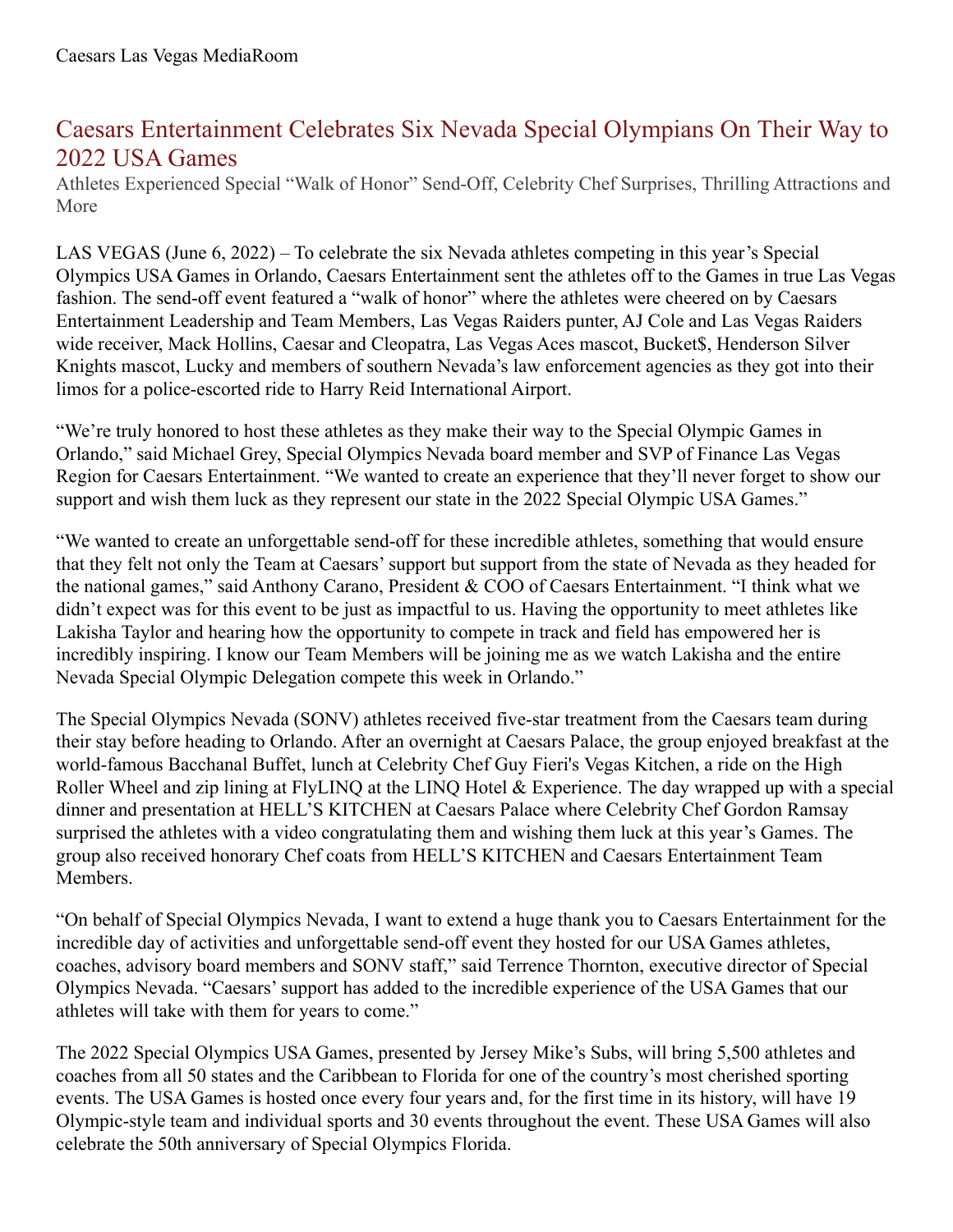Caesars Las Vegas MediaRoom

# Caesars Entertainment Celebrates Six Nevada Special Olympians On Their Way to 2022 USA Games

Athletes Experienced Special "Walk of Honor" Send-Off, Celebrity Chef Surprises, Thrilling Attractions and More

LAS VEGAS (June 6, 2022) – To celebrate the six Nevada athletes competing in this year's Special Olympics USA Games in Orlando, Caesars Entertainment sent the athletes off to the Games in true Las Vegas fashion. The send-off event featured a "walk of honor" where the athletes were cheered on by Caesars Entertainment Leadership and Team Members, Las Vegas Raiders punter, AJ Cole and Las Vegas Raiders wide receiver, Mack Hollins, Caesar and Cleopatra, Las Vegas Aces mascot, Bucket$, Henderson Silver Knights mascot, Lucky and members of southern Nevada's law enforcement agencies as they got into their limos for a police-escorted ride to Harry Reid International Airport.

"We're truly honored to host these athletes as they make their way to the Special Olympic Games in Orlando," said Michael Grey, Special Olympics Nevada board member and SVP of Finance Las Vegas Region for Caesars Entertainment. "We wanted to create an experience that they'll never forget to show our support and wish them luck as they represent our state in the 2022 Special Olympic USA Games."

"We wanted to create an unforgettable send-off for these incredible athletes, something that would ensure that they felt not only the Team at Caesars' support but support from the state of Nevada as they headed for the national games," said Anthony Carano, President & COO of Caesars Entertainment. "I think what we didn't expect was for this event to be just as impactful to us. Having the opportunity to meet athletes like Lakisha Taylor and hearing how the opportunity to compete in track and field has empowered her is incredibly inspiring. I know our Team Members will be joining me as we watch Lakisha and the entire Nevada Special Olympic Delegation compete this week in Orlando."

The Special Olympics Nevada (SONV) athletes received five-star treatment from the Caesars team during their stay before heading to Orlando. After an overnight at Caesars Palace, the group enjoyed breakfast at the world-famous Bacchanal Buffet, lunch at Celebrity Chef Guy Fieri's Vegas Kitchen, a ride on the High Roller Wheel and zip lining at FlyLINQ at the LINQ Hotel & Experience. The day wrapped up with a special dinner and presentation at HELL'S KITCHEN at Caesars Palace where Celebrity Chef Gordon Ramsay surprised the athletes with a video congratulating them and wishing them luck at this year's Games. The group also received honorary Chef coats from HELL'S KITCHEN and Caesars Entertainment Team Members.

"On behalf of Special Olympics Nevada, I want to extend a huge thank you to Caesars Entertainment for the incredible day of activities and unforgettable send-off event they hosted for our USA Games athletes, coaches, advisory board members and SONV staff," said Terrence Thornton, executive director of Special Olympics Nevada. "Caesars' support has added to the incredible experience of the USA Games that our athletes will take with them for years to come."

The 2022 Special Olympics USA Games, presented by Jersey Mike's Subs, will bring 5,500 athletes and coaches from all 50 states and the Caribbean to Florida for one of the country's most cherished sporting events. The USA Games is hosted once every four years and, for the first time in its history, will have 19 Olympic-style team and individual sports and 30 events throughout the event. These USA Games will also celebrate the 50th anniversary of Special Olympics Florida.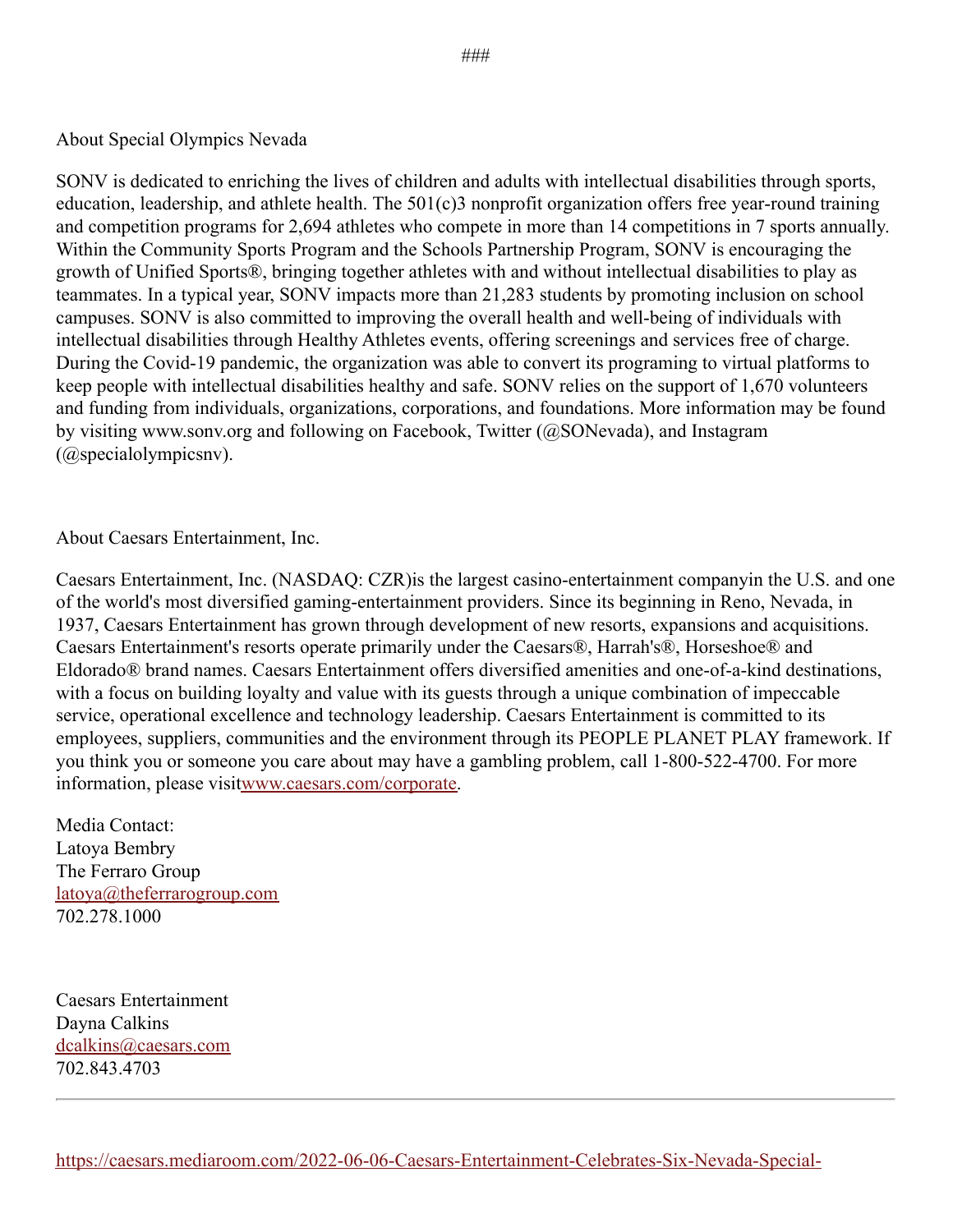###

About Special Olympics Nevada

SONV is dedicated to enriching the lives of children and adults with intellectual disabilities through sports, education, leadership, and athlete health. The 501(c)3 nonprofit organization offers free year-round training and competition programs for 2,694 athletes who compete in more than 14 competitions in 7 sports annually. Within the Community Sports Program and the Schools Partnership Program, SONV is encouraging the growth of Unified Sports®, bringing together athletes with and without intellectual disabilities to play as teammates. In a typical year, SONV impacts more than 21,283 students by promoting inclusion on school campuses. SONV is also committed to improving the overall health and well-being of individuals with intellectual disabilities through Healthy Athletes events, offering screenings and services free of charge. During the Covid-19 pandemic, the organization was able to convert its programing to virtual platforms to keep people with intellectual disabilities healthy and safe. SONV relies on the support of 1,670 volunteers and funding from individuals, organizations, corporations, and foundations. More information may be found by visiting www.sonv.org and following on Facebook, Twitter (@SONevada), and Instagram (@specialolympicsnv).

About Caesars Entertainment, Inc.

Caesars Entertainment, Inc. (NASDAQ: CZR)is the largest casino-entertainment companyin the U.S. and one of the world's most diversified gaming-entertainment providers. Since its beginning in Reno, Nevada, in 1937, Caesars Entertainment has grown through development of new resorts, expansions and acquisitions. Caesars Entertainment's resorts operate primarily under the Caesars®, Harrah's®, Horseshoe® and Eldorado® brand names. Caesars Entertainment offers diversified amenities and one-of-a-kind destinations, with a focus on building loyalty and value with its guests through a unique combination of impeccable service, operational excellence and technology leadership. Caesars Entertainment is committed to its employees, suppliers, communities and the environment through its PEOPLE PLANET PLAY framework. If you think you or someone you care about may have a gambling problem, call 1-800-522-4700. For more information, please visitwww.caesars.com/corporate.

Media Contact:
Latoya Bembry
The Ferraro Group
latoya@theferrarogroup.com
702.278.1000

Caesars Entertainment
Dayna Calkins
dcalkins@caesars.com
702.843.4703

---

https://caesars.mediaroom.com/2022-06-06-Caesars-Entertainment-Celebrates-Six-Nevada-Special-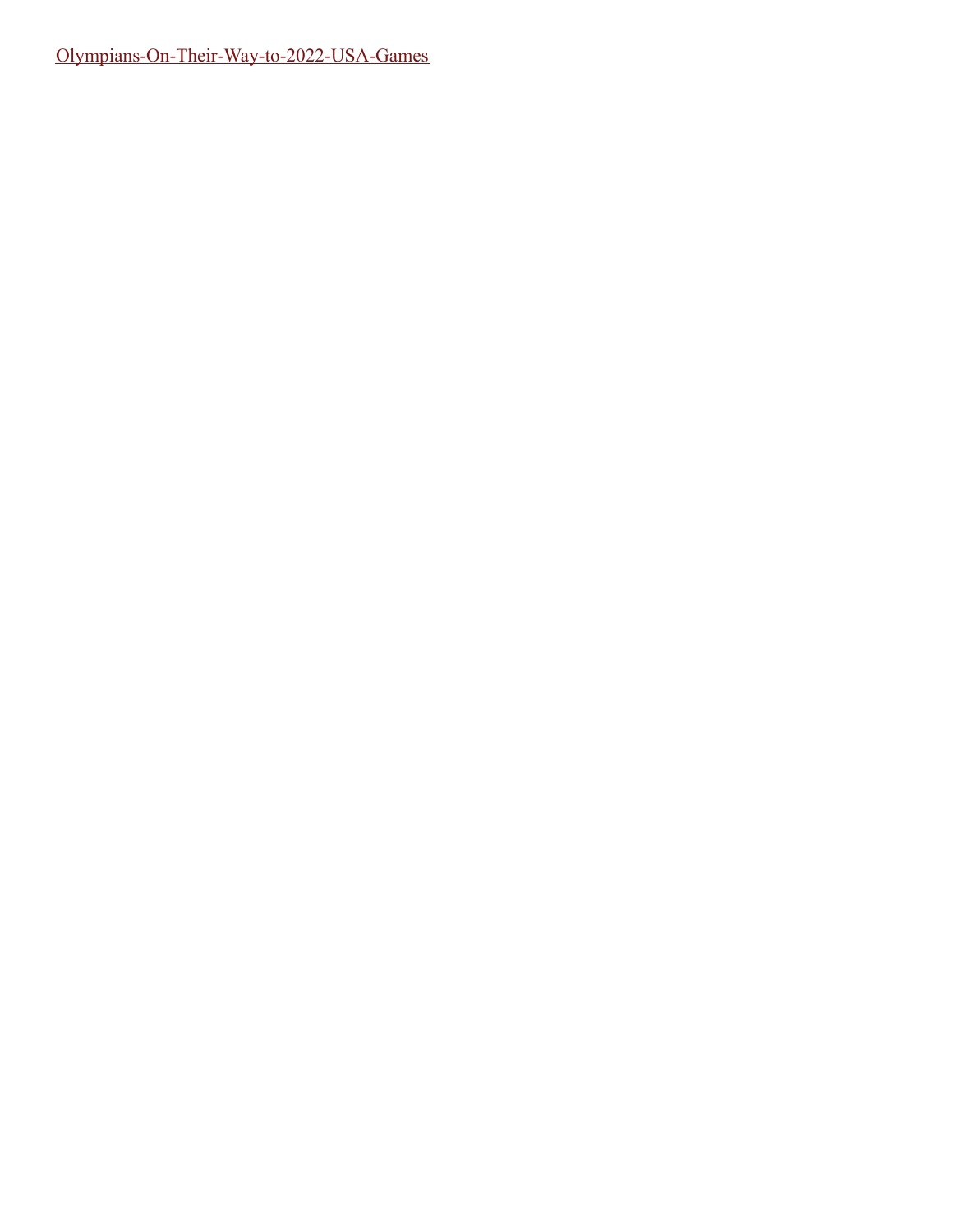Olympians-On-Their-Way-to-2022-USA-Games